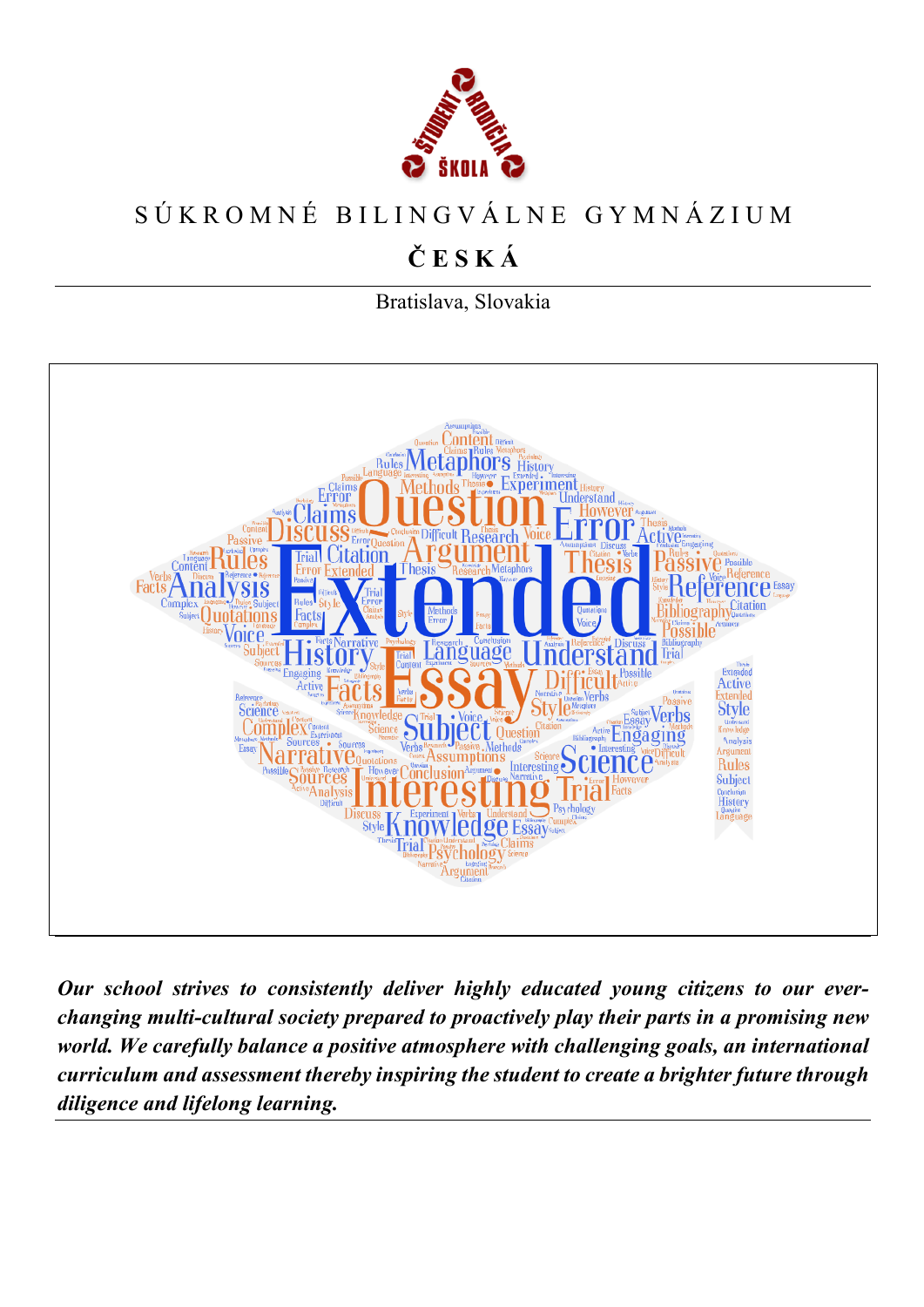# SÚKROMNÉ BILINGVÁLNE GYMNÁZIUM

## ČESKÁ

Bratislava, Slovakia

***Our school strives to consistently deliver highly educated young citizens to our ever-changing multi-cultural society prepared to proactively play their parts in a promising new world. We carefully balance a positive atmosphere with challenging goals, an international curriculum and assessment thereby inspiring the student to create a brighter future through diligence and lifelong learning.***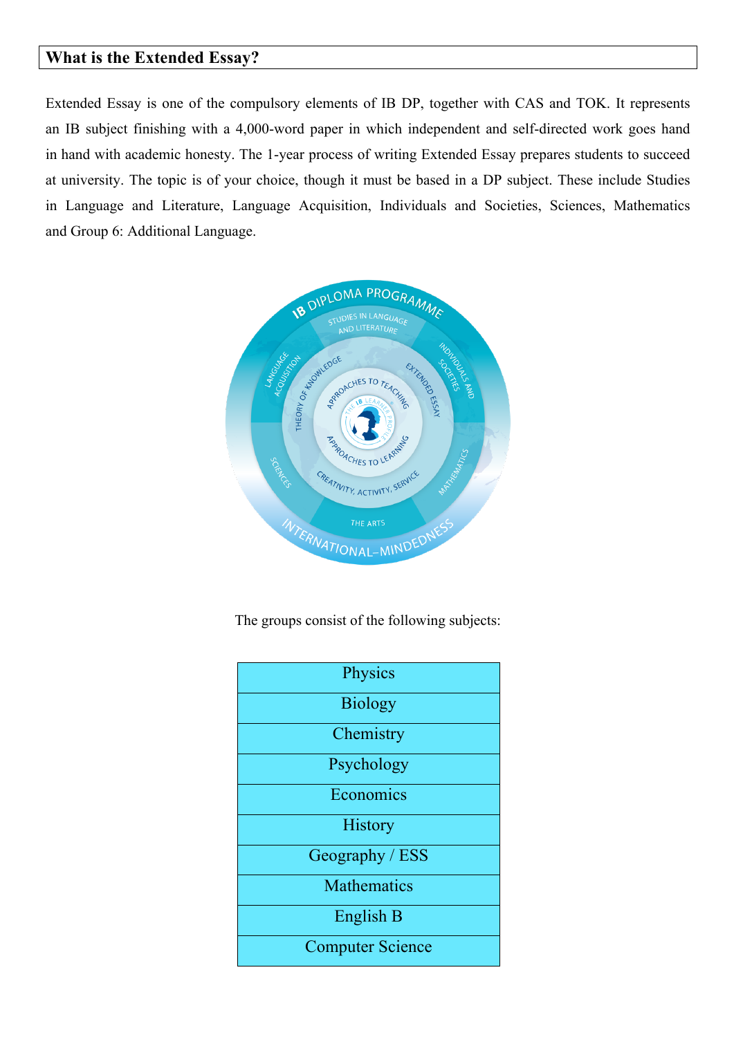## What is the Extended Essay?

Extended Essay is one of the compulsory elements of IB DP, together with CAS and TOK. It represents an IB subject finishing with a 4,000-word paper in which independent and self-directed work goes hand in hand with academic honesty. The 1-year process of writing Extended Essay prepares students to succeed at university. The topic is of your choice, though it must be based in a DP subject. These include Studies in Language and Literature, Language Acquisition, Individuals and Societies, Sciences, Mathematics and Group 6: Additional Language.

The groups consist of the following subjects:

| |
|---|
| Physics |
| Biology |
| Chemistry |
| Psychology |
| Economics |
| History |
| Geography / ESS |
| Mathematics |
| English B |
| Computer Science |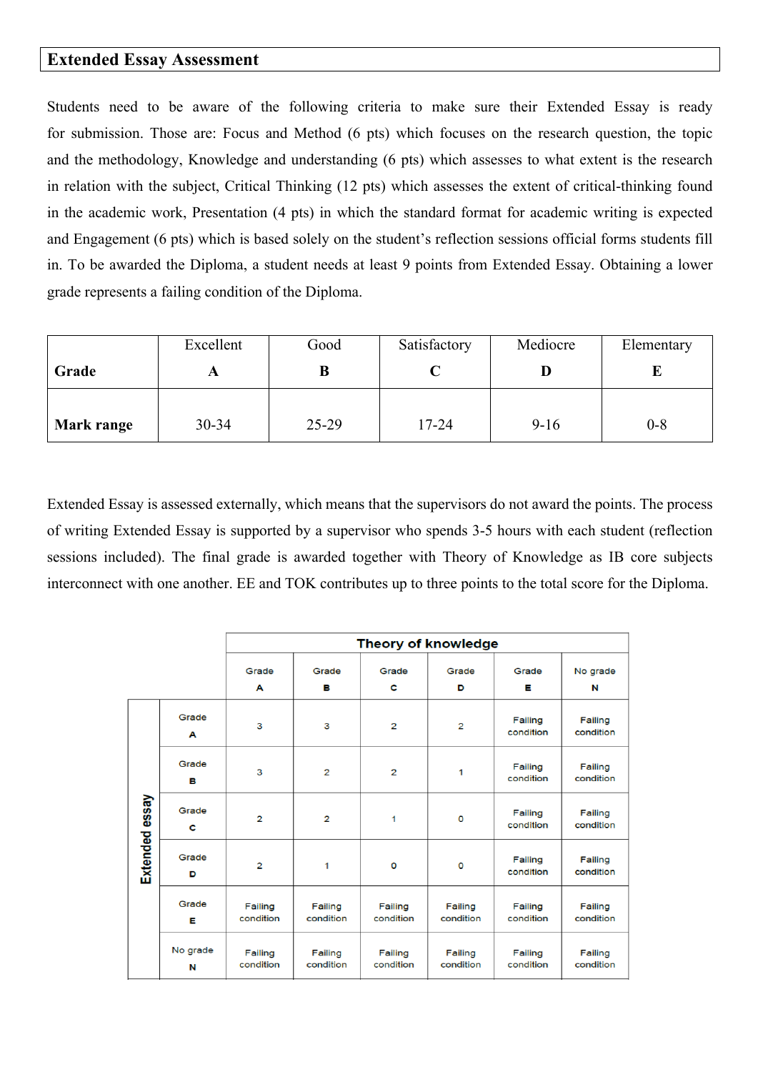## Extended Essay Assessment

Students need to be aware of the following criteria to make sure their Extended Essay is ready for submission. Those are: Focus and Method (6 pts) which focuses on the research question, the topic and the methodology, Knowledge and understanding (6 pts) which assesses to what extent is the research in relation with the subject, Critical Thinking (12 pts) which assesses the extent of critical-thinking found in the academic work, Presentation (4 pts) in which the standard format for academic writing is expected and Engagement (6 pts) which is based solely on the student's reflection sessions official forms students fill in. To be awarded the Diploma, a student needs at least 9 points from Extended Essay. Obtaining a lower grade represents a failing condition of the Diploma.

| **Grade** | Excellent **A** | Good **B** | Satisfactory **C** | Mediocre **D** | Elementary **E** |
|---|---|---|---|---|---|
| **Mark range** | 30-34 | 25-29 | 17-24 | 9-16 | 0-8 |

Extended Essay is assessed externally, which means that the supervisors do not award the points. The process of writing Extended Essay is supported by a supervisor who spends 3-5 hours with each student (reflection sessions included). The final grade is awarded together with Theory of Knowledge as IB core subjects interconnect with one another. EE and TOK contributes up to three points to the total score for the Diploma.

| | | **Theory of knowledge** | | | | | |
|---|---|---|---|---|---|---|---|
| | | Grade A | Grade B | Grade C | Grade D | Grade E | No grade N |
| **Extended essay** | Grade A | 3 | 3 | 2 | 2 | Failing condition | Failing condition |
| | Grade B | 3 | 2 | 2 | 1 | Failing condition | Failing condition |
| | Grade C | 2 | 2 | 1 | 0 | Failing condition | Failing condition |
| | Grade D | 2 | 1 | 0 | 0 | Failing condition | Failing condition |
| | Grade E | Failing condition | Failing condition | Failing condition | Failing condition | Failing condition | Failing condition |
| | No grade N | Failing condition | Failing condition | Failing condition | Failing condition | Failing condition | Failing condition |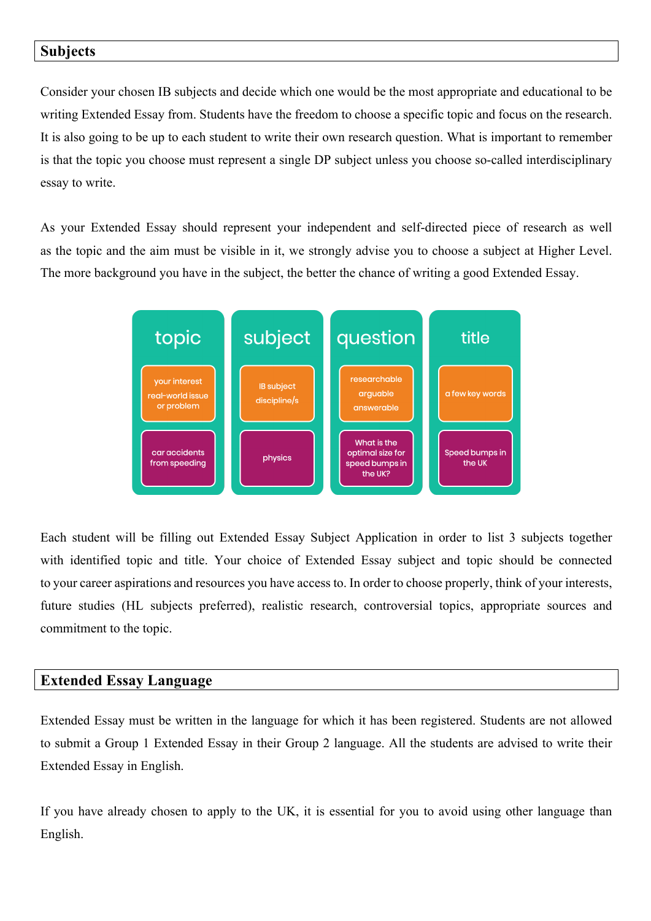## Subjects

Consider your chosen IB subjects and decide which one would be the most appropriate and educational to be writing Extended Essay from. Students have the freedom to choose a specific topic and focus on the research. It is also going to be up to each student to write their own research question. What is important to remember is that the topic you choose must represent a single DP subject unless you choose so-called interdisciplinary essay to write.

As your Extended Essay should represent your independent and self-directed piece of research as well as the topic and the aim must be visible in it, we strongly advise you to choose a subject at Higher Level. The more background you have in the subject, the better the chance of writing a good Extended Essay.

| topic | subject | question | title |
|---|---|---|---|
| your interest real-world issue or problem | IB subject discipline/s | researchable arguable answerable | a few key words |
| car accidents from speeding | physics | What is the optimal size for speed bumps in the UK? | Speed bumps in the UK |

Each student will be filling out Extended Essay Subject Application in order to list 3 subjects together with identified topic and title. Your choice of Extended Essay subject and topic should be connected to your career aspirations and resources you have access to. In order to choose properly, think of your interests, future studies (HL subjects preferred), realistic research, controversial topics, appropriate sources and commitment to the topic.

## Extended Essay Language

Extended Essay must be written in the language for which it has been registered. Students are not allowed to submit a Group 1 Extended Essay in their Group 2 language. All the students are advised to write their Extended Essay in English.

If you have already chosen to apply to the UK, it is essential for you to avoid using other language than English.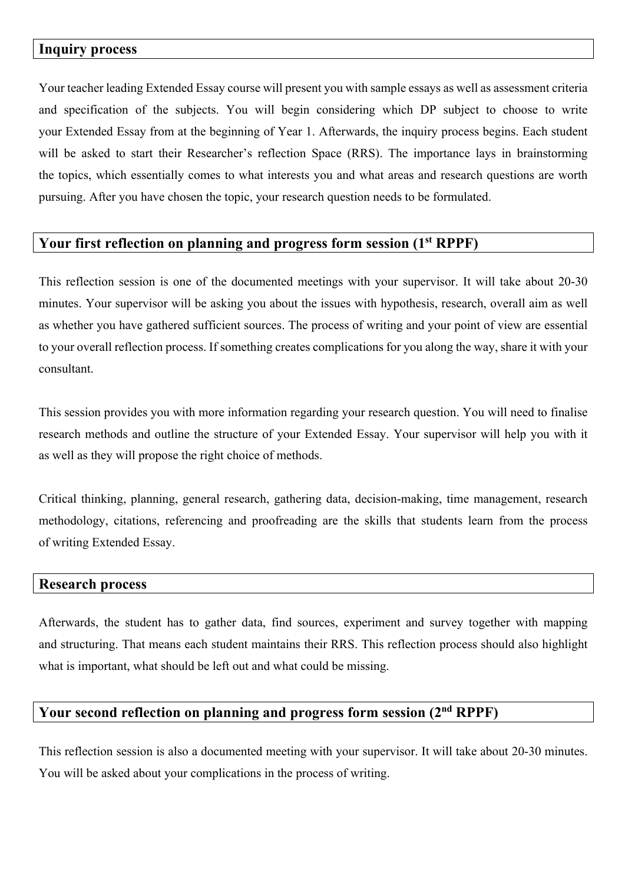## Inquiry process

Your teacher leading Extended Essay course will present you with sample essays as well as assessment criteria and specification of the subjects. You will begin considering which DP subject to choose to write your Extended Essay from at the beginning of Year 1. Afterwards, the inquiry process begins. Each student will be asked to start their Researcher's reflection Space (RRS). The importance lays in brainstorming the topics, which essentially comes to what interests you and what areas and research questions are worth pursuing. After you have chosen the topic, your research question needs to be formulated.

## Your first reflection on planning and progress form session (1st RPPF)

This reflection session is one of the documented meetings with your supervisor. It will take about 20-30 minutes. Your supervisor will be asking you about the issues with hypothesis, research, overall aim as well as whether you have gathered sufficient sources. The process of writing and your point of view are essential to your overall reflection process. If something creates complications for you along the way, share it with your consultant.

This session provides you with more information regarding your research question. You will need to finalise research methods and outline the structure of your Extended Essay. Your supervisor will help you with it as well as they will propose the right choice of methods.

Critical thinking, planning, general research, gathering data, decision-making, time management, research methodology, citations, referencing and proofreading are the skills that students learn from the process of writing Extended Essay.

## Research process

Afterwards, the student has to gather data, find sources, experiment and survey together with mapping and structuring. That means each student maintains their RRS. This reflection process should also highlight what is important, what should be left out and what could be missing.

## Your second reflection on planning and progress form session (2nd RPPF)

This reflection session is also a documented meeting with your supervisor. It will take about 20-30 minutes. You will be asked about your complications in the process of writing.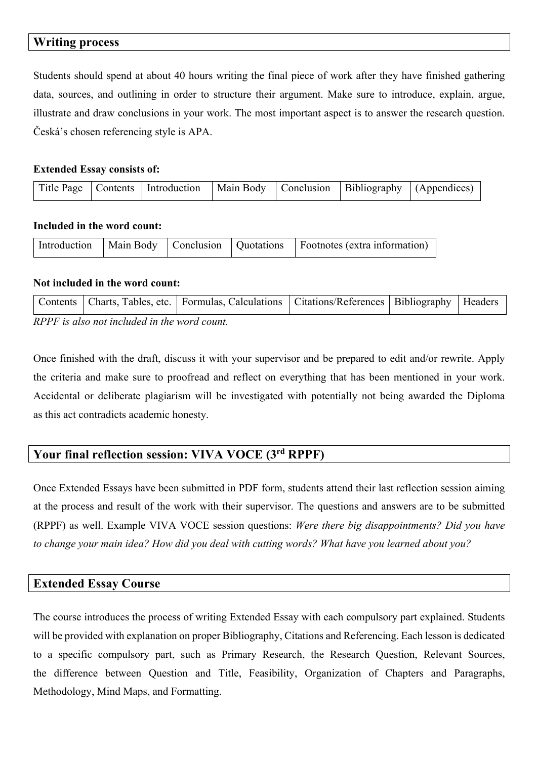## Writing process

Students should spend at about 40 hours writing the final piece of work after they have finished gathering data, sources, and outlining in order to structure their argument. Make sure to introduce, explain, argue, illustrate and draw conclusions in your work. The most important aspect is to answer the research question. Česká's chosen referencing style is APA.

**Extended Essay consists of:**

| | | | | | | |
|---|---|---|---|---|---|---|
| Title Page | Contents | Introduction | Main Body | Conclusion | Bibliography | (Appendices) |

**Included in the word count:**

| | | | | |
|---|---|---|---|---|
| Introduction | Main Body | Conclusion | Quotations | Footnotes (extra information) |

**Not included in the word count:**

| | | | | | |
|---|---|---|---|---|---|
| Contents | Charts, Tables, etc. | Formulas, Calculations | Citations/References | Bibliography | Headers |

*RPPF is also not included in the word count.*

Once finished with the draft, discuss it with your supervisor and be prepared to edit and/or rewrite. Apply the criteria and make sure to proofread and reflect on everything that has been mentioned in your work. Accidental or deliberate plagiarism will be investigated with potentially not being awarded the Diploma as this act contradicts academic honesty.

## Your final reflection session: VIVA VOCE (3rd RPPF)

Once Extended Essays have been submitted in PDF form, students attend their last reflection session aiming at the process and result of the work with their supervisor. The questions and answers are to be submitted (RPPF) as well. Example VIVA VOCE session questions: *Were there big disappointments? Did you have to change your main idea? How did you deal with cutting words? What have you learned about you?*

## Extended Essay Course

The course introduces the process of writing Extended Essay with each compulsory part explained. Students will be provided with explanation on proper Bibliography, Citations and Referencing. Each lesson is dedicated to a specific compulsory part, such as Primary Research, the Research Question, Relevant Sources, the difference between Question and Title, Feasibility, Organization of Chapters and Paragraphs, Methodology, Mind Maps, and Formatting.